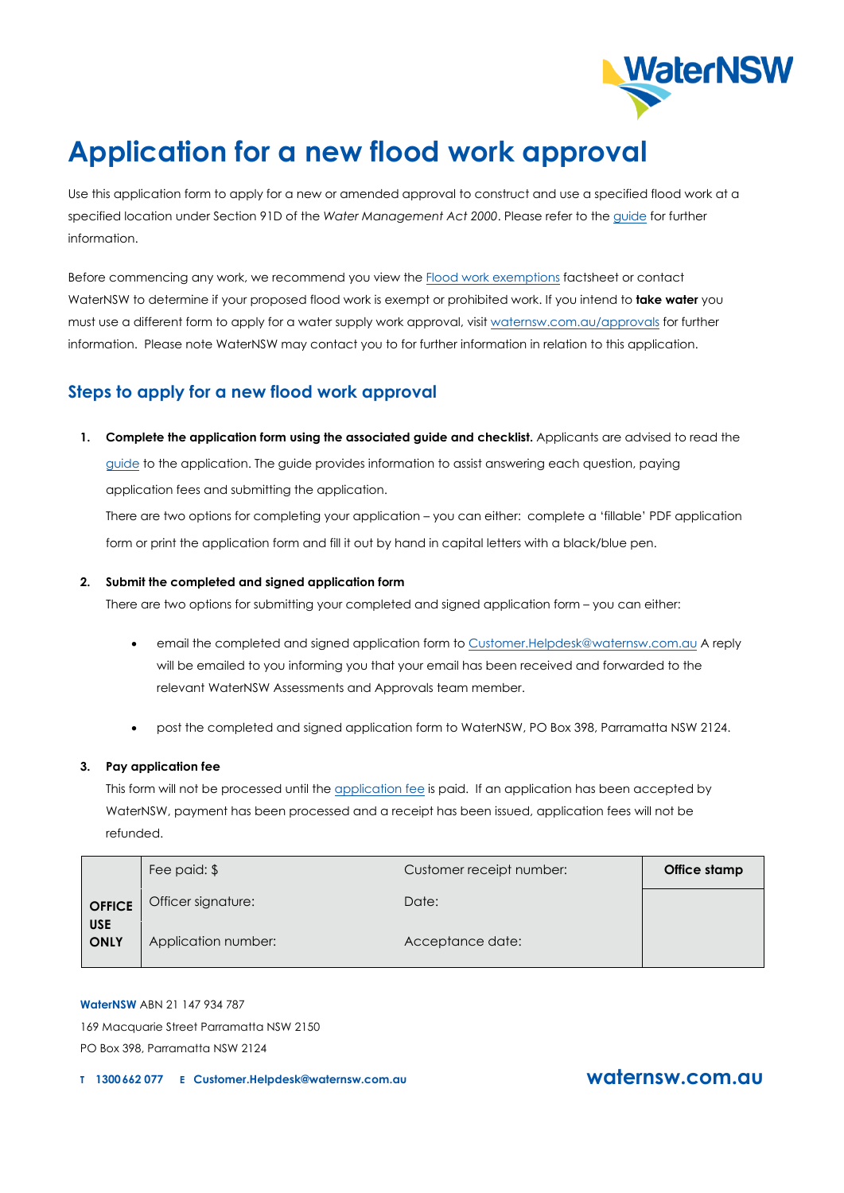# Application for a new flood work approval

Use this application form to apply for a new or amended approval to construct and use a specified flood work at a specified location under Section 91D of the *Water Management Act 2000*. Please refer to the guide for further information.

Before commencing any work, we recommend you view the Flood work exemptions factsheet or contact WaterNSW to determine if your proposed flood work is exempt or prohibited work. If you intend to **take water** you must use a different form to apply for a water supply work approval, visit watersnsw.com.au/approvals for further information. Please note WaterNSW may contact you to for further information in relation to this application.

## Steps to apply for a new flood work approval

1. **Complete the application form using the associated guide and checklist.** Applicants are advised to read the guide to the application. The guide provides information to assist answering each question, paying application fees and submitting the application.

   There are two options for completing your application – you can either: complete a 'fillable' PDF application form or print the application form and fill it out by hand in capital letters with a black/blue pen.

2. **Submit the completed and signed application form**

   There are two options for submitting your completed and signed application form – you can either:

   - email the completed and signed application form to Customer.Helpdesk@waternsw.com.au A reply will be emailed to you informing you that your email has been received and forwarded to the relevant WaterNSW Assessments and Approvals team member.

   - post the completed and signed application form to WaterNSW, PO Box 398, Parramatta NSW 2124.

3. **Pay application fee**

   This form will not be processed until the application fee is paid. If an application has been accepted by WaterNSW, payment has been processed and a receipt has been issued, application fees will not be refunded.

| | | | |
|---|---|---|---|
| **OFFICE USE ONLY** | Fee paid: $ | Customer receipt number: | **Office stamp** |
| | Officer signature: | Date: | |
| | Application number: | Acceptance date: | |

**WaterNSW** ABN 21 147 934 787

169 Macquarie Street Parramatta NSW 2150

PO Box 398, Parramatta NSW 2124

**T 1300 662 077 E Customer.Helpdesk@waternsw.com.au**

**waternsw.com.au**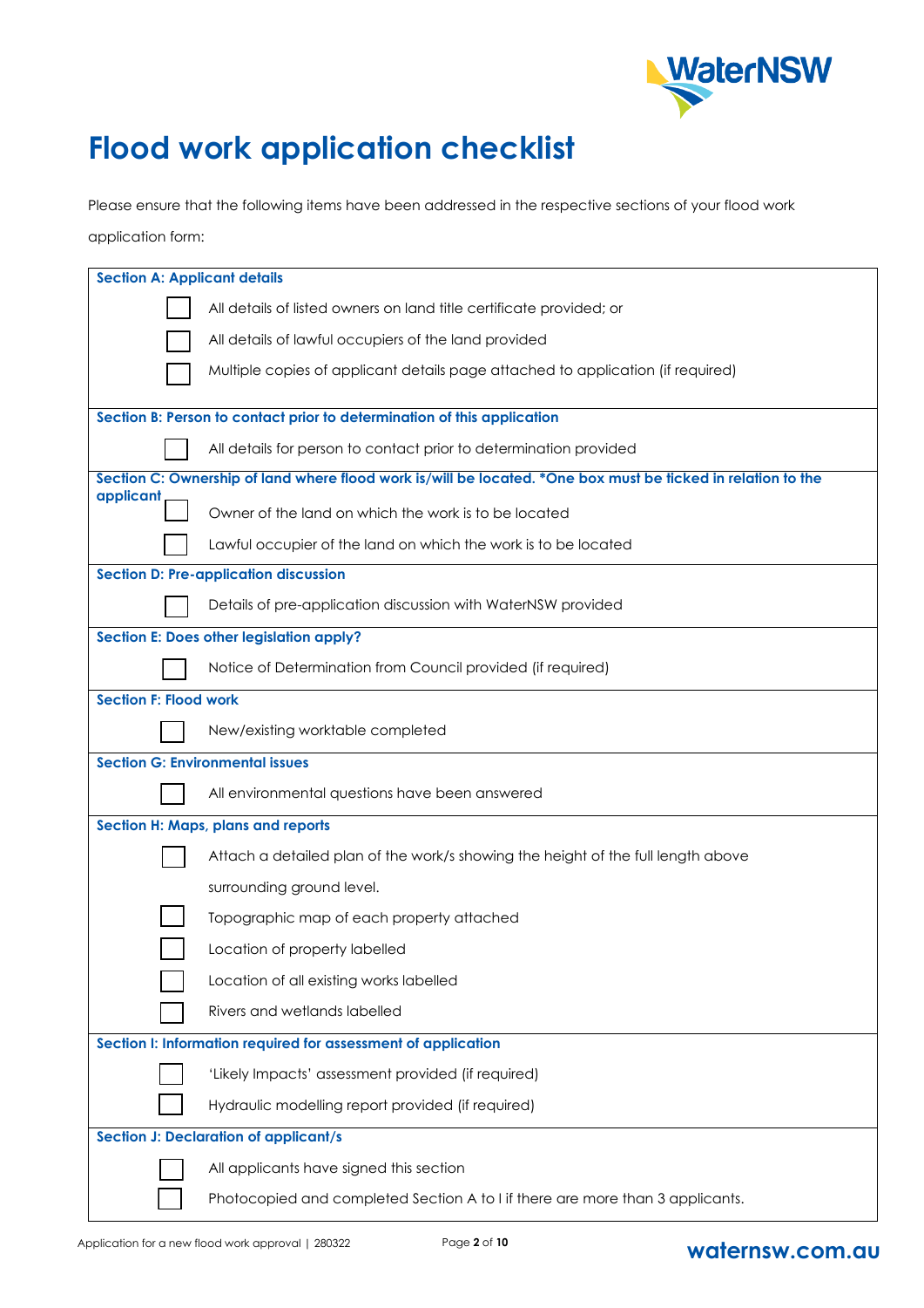# Flood work application checklist

Please ensure that the following items have been addressed in the respective sections of your flood work application form:

**Section A: Applicant details**

- [ ] All details of listed owners on land title certificate provided; or
- [ ] All details of lawful occupiers of the land provided
- [ ] Multiple copies of applicant details page attached to application (if required)

**Section B: Person to contact prior to determination of this application**

- [ ] All details for person to contact prior to determination provided

**Section C: Ownership of land where flood work is/will be located. *One box must be ticked in relation to the applicant**

- [ ] Owner of the land on which the work is to be located
- [ ] Lawful occupier of the land on which the work is to be located

**Section D: Pre-application discussion**

- [ ] Details of pre-application discussion with WaterNSW provided

**Section E: Does other legislation apply?**

- [ ] Notice of Determination from Council provided (if required)

**Section F: Flood work**

- [ ] New/existing worktable completed

**Section G: Environmental issues**

- [ ] All environmental questions have been answered

**Section H: Maps, plans and reports**

- [ ] Attach a detailed plan of the work/s showing the height of the full length above surrounding ground level.
- [ ] Topographic map of each property attached
- [ ] Location of property labelled
- [ ] Location of all existing works labelled
- [ ] Rivers and wetlands labelled

**Section I: Information required for assessment of application**

- [ ] 'Likely Impacts' assessment provided (if required)
- [ ] Hydraulic modelling report provided (if required)

**Section J: Declaration of applicant/s**

- [ ] All applicants have signed this section
- [ ] Photocopied and completed Section A to I if there are more than 3 applicants.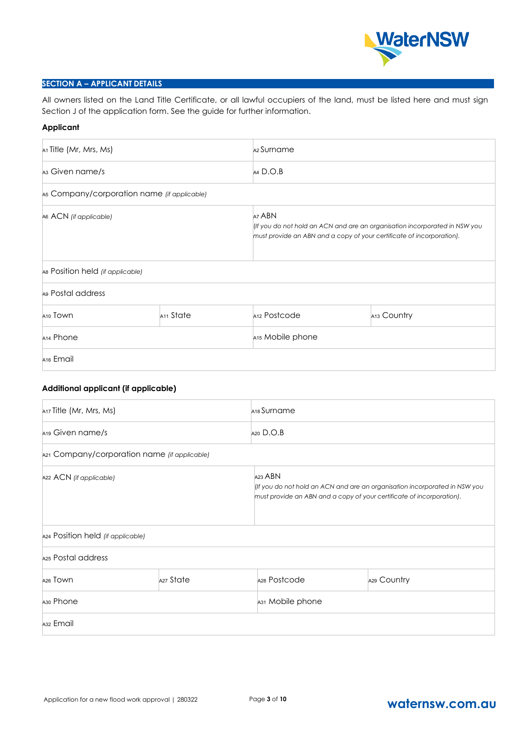## SECTION A – APPLICANT DETAILS

All owners listed on the Land Title Certificate, or all lawful occupiers of the land, must be listed here and must sign Section J of the application form. See the guide for further information.

### Applicant

| | | | |
|---|---|---|---|
| A1 Title (Mr, Mrs, Ms) | | A2 Surname | |
| A3 Given name/s | | A4 D.O.B | |
| A5 Company/corporation name *(if applicable)* | | | |
| A6 ACN *(if applicable)* | | A7 ABN *(If you do not hold an ACN and are an organisation incorporated in NSW you must provide an ABN and a copy of your certificate of incorporation).* | |
| A8 Position held *(if applicable)* | | | |
| A9 Postal address | | | |
| A10 Town | A11 State | A12 Postcode | A13 Country |
| A14 Phone | | A15 Mobile phone | |
| A16 Email | | | |

### Additional applicant (if applicable)

| | | | |
|---|---|---|---|
| A17 Title (Mr, Mrs, Ms) | | A18 Surname | |
| A19 Given name/s | | A20 D.O.B | |
| A21 Company/corporation name *(if applicable)* | | | |
| A22 ACN *(if applicable)* | | A23 ABN *(If you do not hold an ACN and are an organisation incorporated in NSW you must provide an ABN and a copy of your certificate of incorporation).* | |
| A24 Position held *(if applicable)* | | | |
| A25 Postal address | | | |
| A26 Town | A27 State | A28 Postcode | A29 Country |
| A30 Phone | | A31 Mobile phone | |
| A32 Email | | | |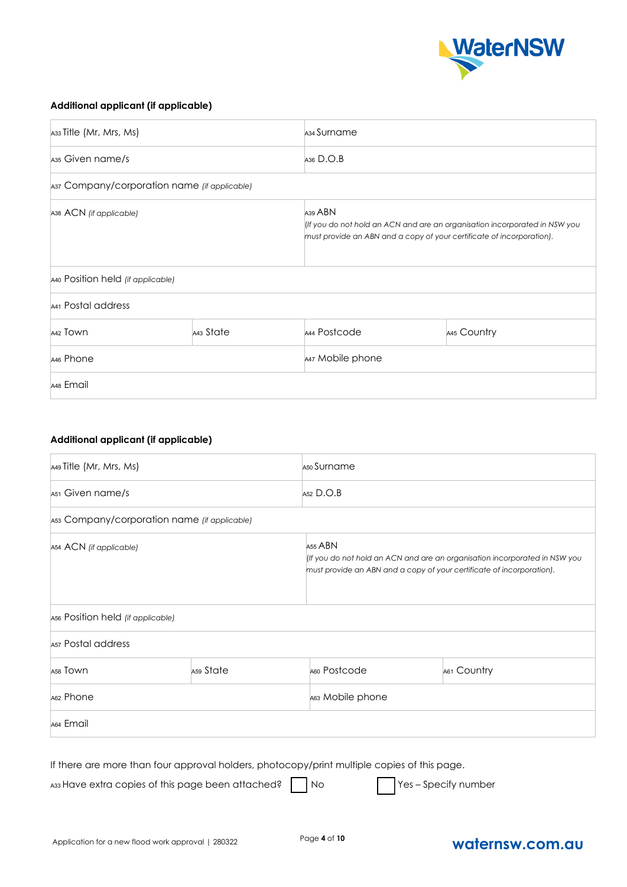### Additional applicant (if applicable)

| | | | |
|---|---|---|---|
| A33 Title (Mr, Mrs, Ms) | | A34 Surname | |
| A35 Given name/s | | A36 D.O.B | |
| A37 Company/corporation name *(if applicable)* | | | |
| A38 ACN *(if applicable)* | | A39 ABN *(If you do not hold an ACN and are an organisation incorporated in NSW you must provide an ABN and a copy of your certificate of incorporation).* | |
| A40 Position held *(if applicable)* | | | |
| A41 Postal address | | | |
| A42 Town | A43 State | A44 Postcode | A45 Country |
| A46 Phone | | A47 Mobile phone | |
| A48 Email | | | |

### Additional applicant (if applicable)

| | | | |
|---|---|---|---|
| A49 Title (Mr, Mrs, Ms) | | A50 Surname | |
| A51 Given name/s | | A52 D.O.B | |
| A53 Company/corporation name *(if applicable)* | | | |
| A54 ACN *(if applicable)* | | A55 ABN *(If you do not hold an ACN and are an organisation incorporated in NSW you must provide an ABN and a copy of your certificate of incorporation).* | |
| A56 Position held *(if applicable)* | | | |
| A57 Postal address | | | |
| A58 Town | A59 State | A60 Postcode | A61 Country |
| A62 Phone | | A63 Mobile phone | |
| A64 Email | | | |

If there are more than four approval holders, photocopy/print multiple copies of this page.

A33 Have extra copies of this page been attached? ☐ No ☐ Yes – Specify number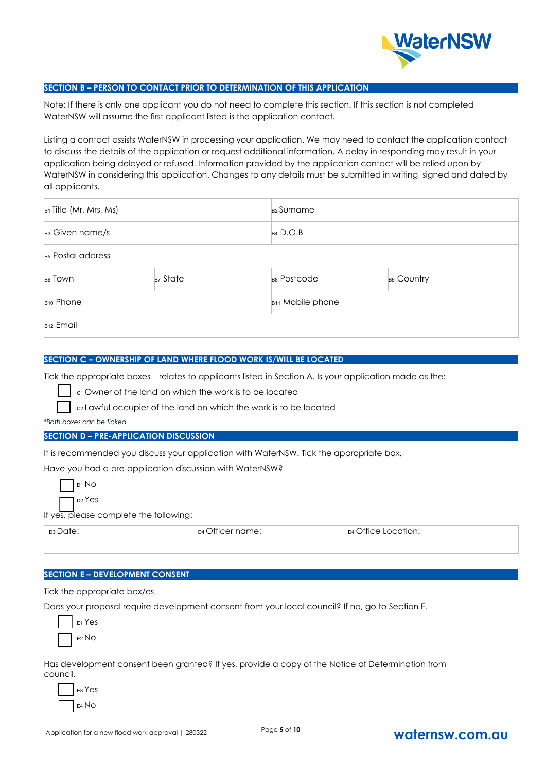## SECTION B – PERSON TO CONTACT PRIOR TO DETERMINATION OF THIS APPLICATION

Note: If there is only one applicant you do not need to complete this section. If this section is not completed WaterNSW will assume the first applicant listed is the application contact.

Listing a contact assists WaterNSW in processing your application. We may need to contact the application contact to discuss the details of the application or request additional information. A delay in responding may result in your application being delayed or refused. Information provided by the application contact will be relied upon by WaterNSW in considering this application. Changes to any details must be submitted in writing, signed and dated by all applicants.

| | | | |
|---|---|---|---|
| B1 Title (Mr, Mrs, Ms) | | B2 Surname | |
| B3 Given name/s | | B4 D.O.B | |
| B5 Postal address | | | |
| B6 Town | B7 State | B8 Postcode | B9 Country |
| B10 Phone | | B11 Mobile phone | |
| B12 Email | | | |

## SECTION C – OWNERSHIP OF LAND WHERE FLOOD WORK IS/WILL BE LOCATED

Tick the appropriate boxes – relates to applicants listed in Section A. Is your application made as the:

- ☐ C1 Owner of the land on which the work is to be located
- ☐ C2 Lawful occupier of the land on which the work is to be located

*\*Both boxes can be ticked.*

## SECTION D – PRE-APPLICATION DISCUSSION

It is recommended you discuss your application with WaterNSW. Tick the appropriate box.

Have you had a pre-application discussion with WaterNSW?

- ☐ D1 No
- ☐ D2 Yes

If yes, please complete the following:

| D3 Date: | D4 Officer name: | D4 Office Location: |
|---|---|---|
| | | |

## SECTION E – DEVELOPMENT CONSENT

Tick the appropriate box/es

Does your proposal require development consent from your local council? If no, go to Section F.

- ☐ E1 Yes
- ☐ E2 No

Has development consent been granted? If yes, provide a copy of the Notice of Determination from council.

- ☐ E3 Yes
- ☐ E4 No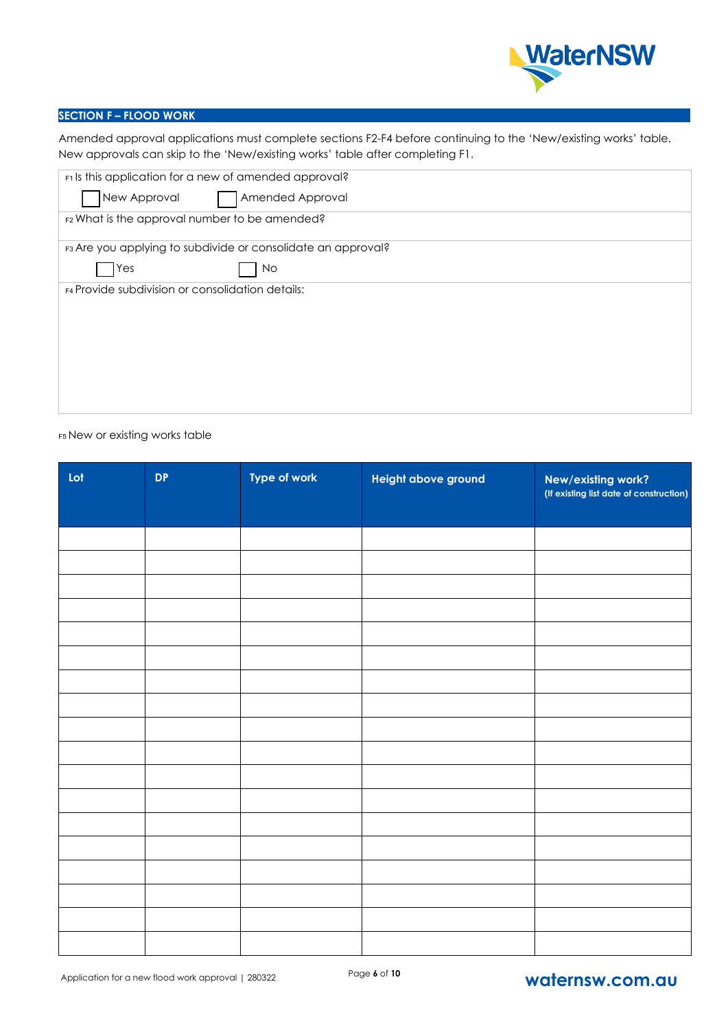## SECTION F – FLOOD WORK

Amended approval applications must complete sections F2-F4 before continuing to the 'New/existing works' table. New approvals can skip to the 'New/existing works' table after completing F1.

F1 Is this application for a new of amended approval?

☐ New Approval ☐ Amended Approval

F2 What is the approval number to be amended?

F3 Are you applying to subdivide or consolidate an approval?

☐ Yes ☐ No

F4 Provide subdivision or consolidation details:

F5 New or existing works table

| Lot | DP | Type of work | Height above ground | New/existing work? (If existing list date of construction) |
|---|---|---|---|---|
| | | | | |
| | | | | |
| | | | | |
| | | | | |
| | | | | |
| | | | | |
| | | | | |
| | | | | |
| | | | | |
| | | | | |
| | | | | |
| | | | | |
| | | | | |
| | | | | |
| | | | | |
| | | | | |
| | | | | |
| | | | | |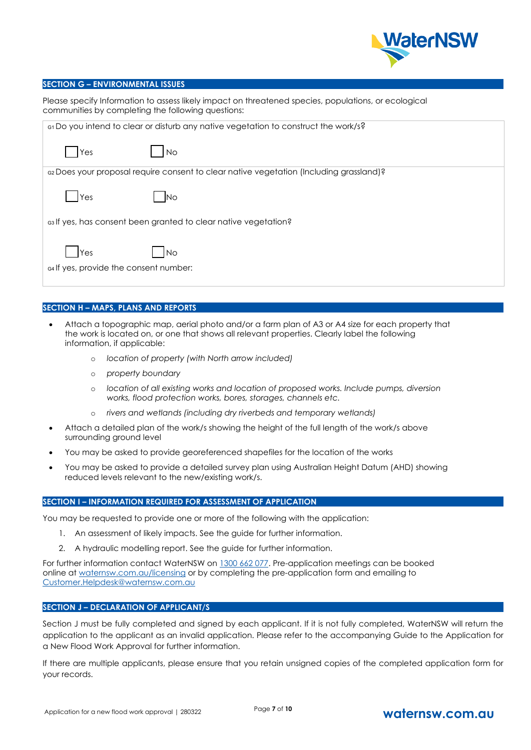## SECTION G – ENVIRONMENTAL ISSUES

Please specify Information to assess likely impact on threatened species, populations, or ecological communities by completing the following questions:

G1 Do you intend to clear or disturb any native vegetation to construct the work/s?

☐ Yes ☐ No

G2 Does your proposal require consent to clear native vegetation (Including grassland)?

☐ Yes ☐ No

G3 If yes, has consent been granted to clear native vegetation?

☐ Yes ☐ No

G4 If yes, provide the consent number:

## SECTION H – MAPS, PLANS AND REPORTS

- Attach a topographic map, aerial photo and/or a farm plan of A3 or A4 size for each property that the work is located on, or one that shows all relevant properties. Clearly label the following information, if applicable:
  - *location of property (with North arrow included)*
  - *property boundary*
  - *location of all existing works and location of proposed works. Include pumps, diversion works, flood protection works, bores, storages, channels etc.*
  - *rivers and wetlands (including dry riverbeds and temporary wetlands)*
- Attach a detailed plan of the work/s showing the height of the full length of the work/s above surrounding ground level
- You may be asked to provide georeferenced shapefiles for the location of the works
- You may be asked to provide a detailed survey plan using Australian Height Datum (AHD) showing reduced levels relevant to the new/existing work/s.

## SECTION I – INFORMATION REQUIRED FOR ASSESSMENT OF APPLICATION

You may be requested to provide one or more of the following with the application:

1. An assessment of likely impacts. See the guide for further information.
2. A hydraulic modelling report. See the guide for further information.

For further information contact WaterNSW on 1300 662 077. Pre-application meetings can be booked online at watersnsw.com.au/licensing or by completing the pre-application form and emailing to Customer.Helpdesk@waternsw.com.au

## SECTION J – DECLARATION OF APPLICANT/S

Section J must be fully completed and signed by each applicant. If it is not fully completed, WaterNSW will return the application to the applicant as an invalid application. Please refer to the accompanying Guide to the Application for a New Flood Work Approval for further information.

If there are multiple applicants, please ensure that you retain unsigned copies of the completed application form for your records.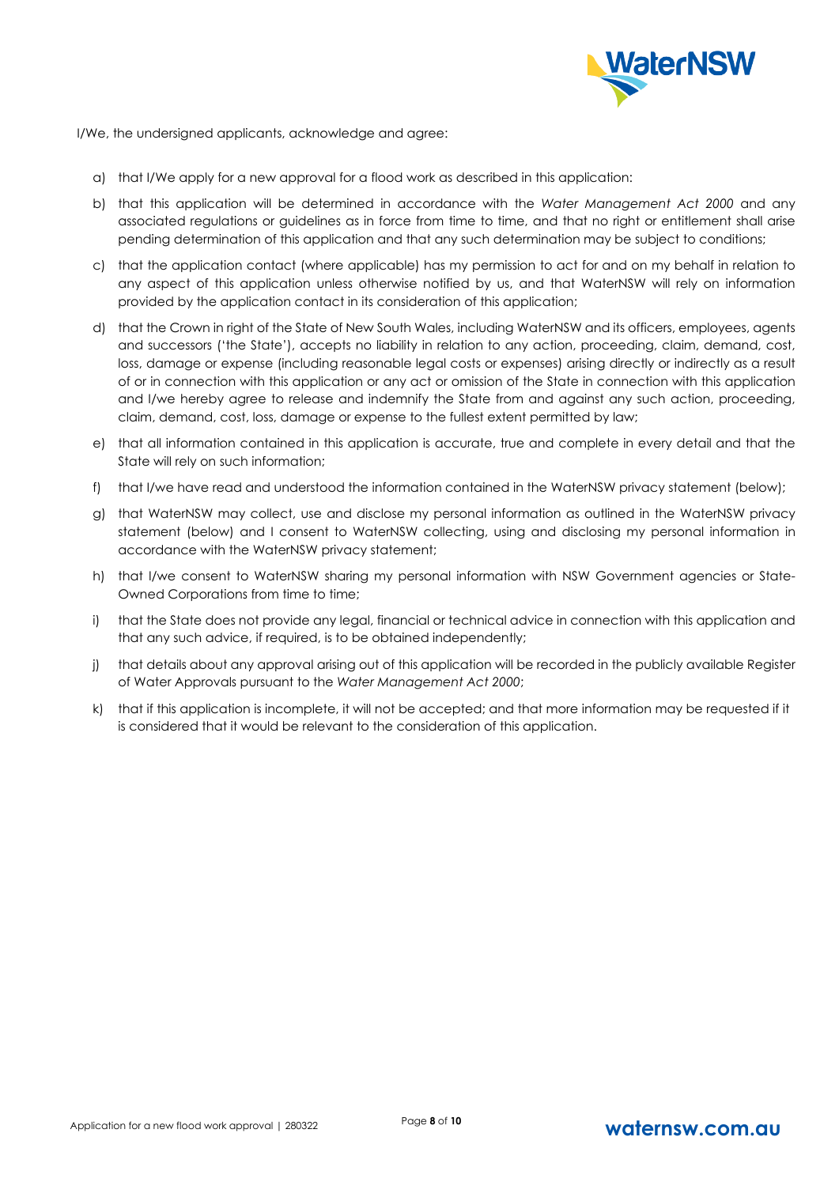I/We, the undersigned applicants, acknowledge and agree:

a) that I/We apply for a new approval for a flood work as described in this application:

b) that this application will be determined in accordance with the *Water Management Act 2000* and any associated regulations or guidelines as in force from time to time, and that no right or entitlement shall arise pending determination of this application and that any such determination may be subject to conditions;

c) that the application contact (where applicable) has my permission to act for and on my behalf in relation to any aspect of this application unless otherwise notified by us, and that WaterNSW will rely on information provided by the application contact in its consideration of this application;

d) that the Crown in right of the State of New South Wales, including WaterNSW and its officers, employees, agents and successors ('the State'), accepts no liability in relation to any action, proceeding, claim, demand, cost, loss, damage or expense (including reasonable legal costs or expenses) arising directly or indirectly as a result of or in connection with this application or any act or omission of the State in connection with this application and I/we hereby agree to release and indemnify the State from and against any such action, proceeding, claim, demand, cost, loss, damage or expense to the fullest extent permitted by law;

e) that all information contained in this application is accurate, true and complete in every detail and that the State will rely on such information;

f) that I/we have read and understood the information contained in the WaterNSW privacy statement (below);

g) that WaterNSW may collect, use and disclose my personal information as outlined in the WaterNSW privacy statement (below) and I consent to WaterNSW collecting, using and disclosing my personal information in accordance with the WaterNSW privacy statement;

h) that I/we consent to WaterNSW sharing my personal information with NSW Government agencies or State-Owned Corporations from time to time;

i) that the State does not provide any legal, financial or technical advice in connection with this application and that any such advice, if required, is to be obtained independently;

j) that details about any approval arising out of this application will be recorded in the publicly available Register of Water Approvals pursuant to the *Water Management Act 2000*;

k) that if this application is incomplete, it will not be accepted; and that more information may be requested if it is considered that it would be relevant to the consideration of this application.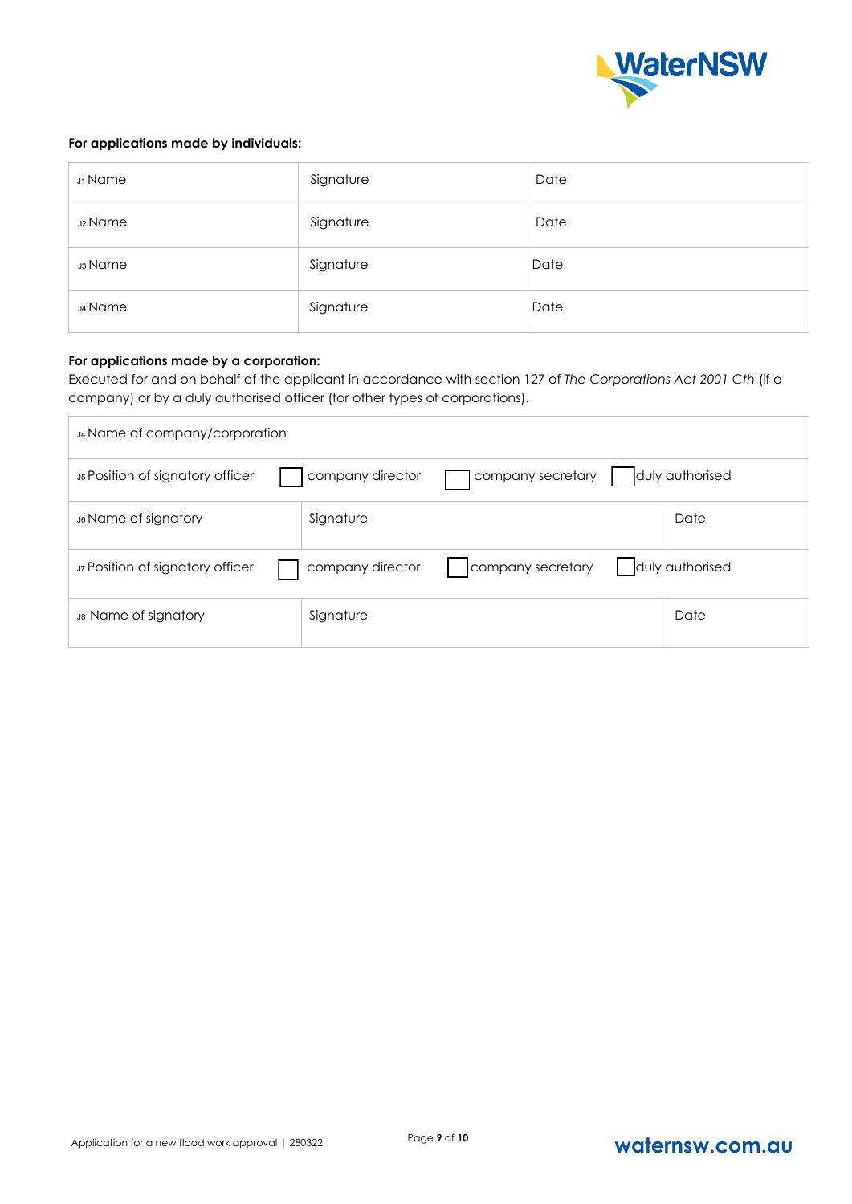**For applications made by individuals:**

| J1 Name | Signature | Date |
|---|---|---|
| J2 Name | Signature | Date |
| J3 Name | Signature | Date |
| J4 Name | Signature | Date |

**For applications made by a corporation:**

Executed for and on behalf of the applicant in accordance with section 127 of *The Corporations Act 2001 Cth* (if a company) or by a duly authorised officer (for other types of corporations).

| J4 Name of company/corporation | | |
|---|---|---|
| J5 Position of signatory officer | ☐ company director ☐ company secretary ☐ duly authorised | |
| J6 Name of signatory | Signature | Date |
| J7 Position of signatory officer | ☐ company director ☐ company secretary ☐ duly authorised | |
| J8 Name of signatory | Signature | Date |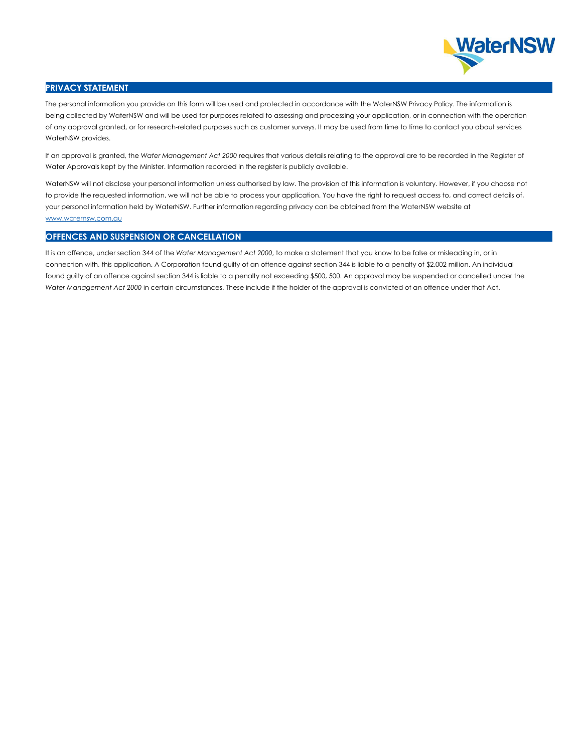## PRIVACY STATEMENT

The personal information you provide on this form will be used and protected in accordance with the WaterNSW Privacy Policy. The information is being collected by WaterNSW and will be used for purposes related to assessing and processing your application, or in connection with the operation of any approval granted, or for research-related purposes such as customer surveys. It may be used from time to time to contact you about services WaterNSW provides.

If an approval is granted, the *Water Management Act 2000* requires that various details relating to the approval are to be recorded in the Register of Water Approvals kept by the Minister. Information recorded in the register is publicly available.

WaterNSW will not disclose your personal information unless authorised by law. The provision of this information is voluntary. However, if you choose not to provide the requested information, we will not be able to process your application. You have the right to request access to, and correct details of, your personal information held by WaterNSW. Further information regarding privacy can be obtained from the WaterNSW website at [www.waternsw.com.au](www.waternsw.com.au)

## OFFENCES AND SUSPENSION OR CANCELLATION

It is an offence, under section 344 of the *Water Management Act 2000*, to make a statement that you know to be false or misleading in, or in connection with, this application. A Corporation found guilty of an offence against section 344 is liable to a penalty of $2.002 million. An individual found guilty of an offence against section 344 is liable to a penalty not exceeding $500, 500. An approval may be suspended or cancelled under the *Water Management Act 2000* in certain circumstances. These include if the holder of the approval is convicted of an offence under that Act.